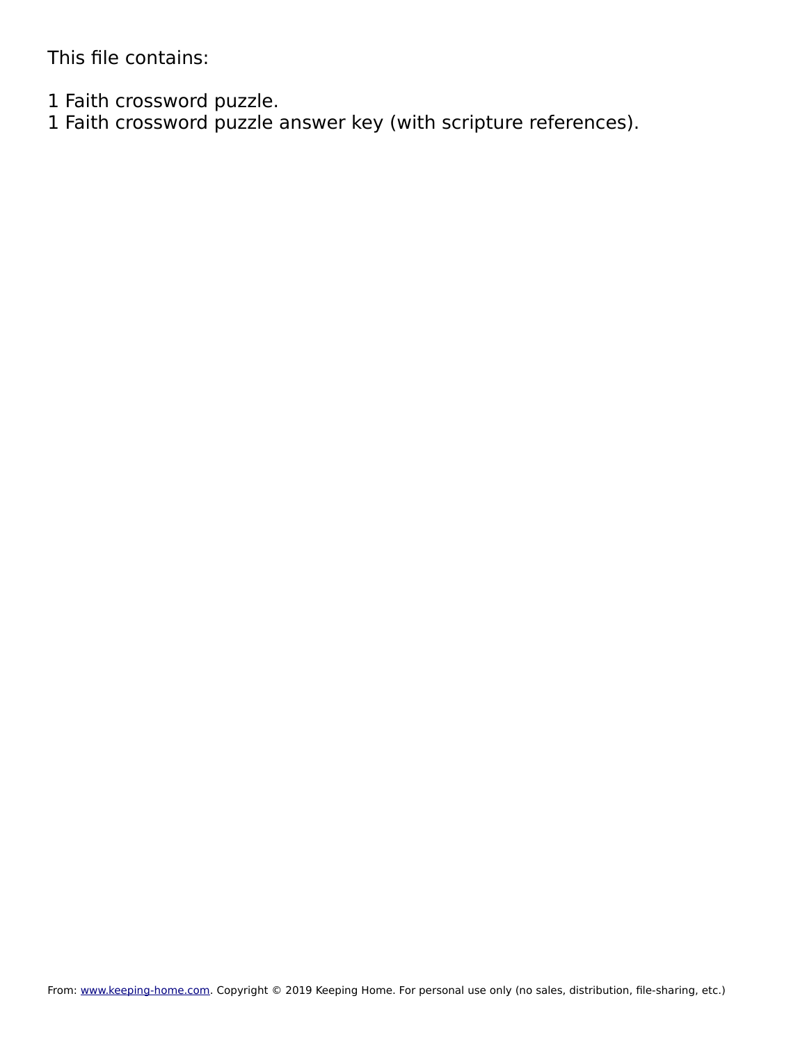This file contains:

1 Faith crossword puzzle.
1 Faith crossword puzzle answer key (with scripture references).

From: www.keeping-home.com. Copyright © 2019 Keeping Home. For personal use only (no sales, distribution, file-sharing, etc.)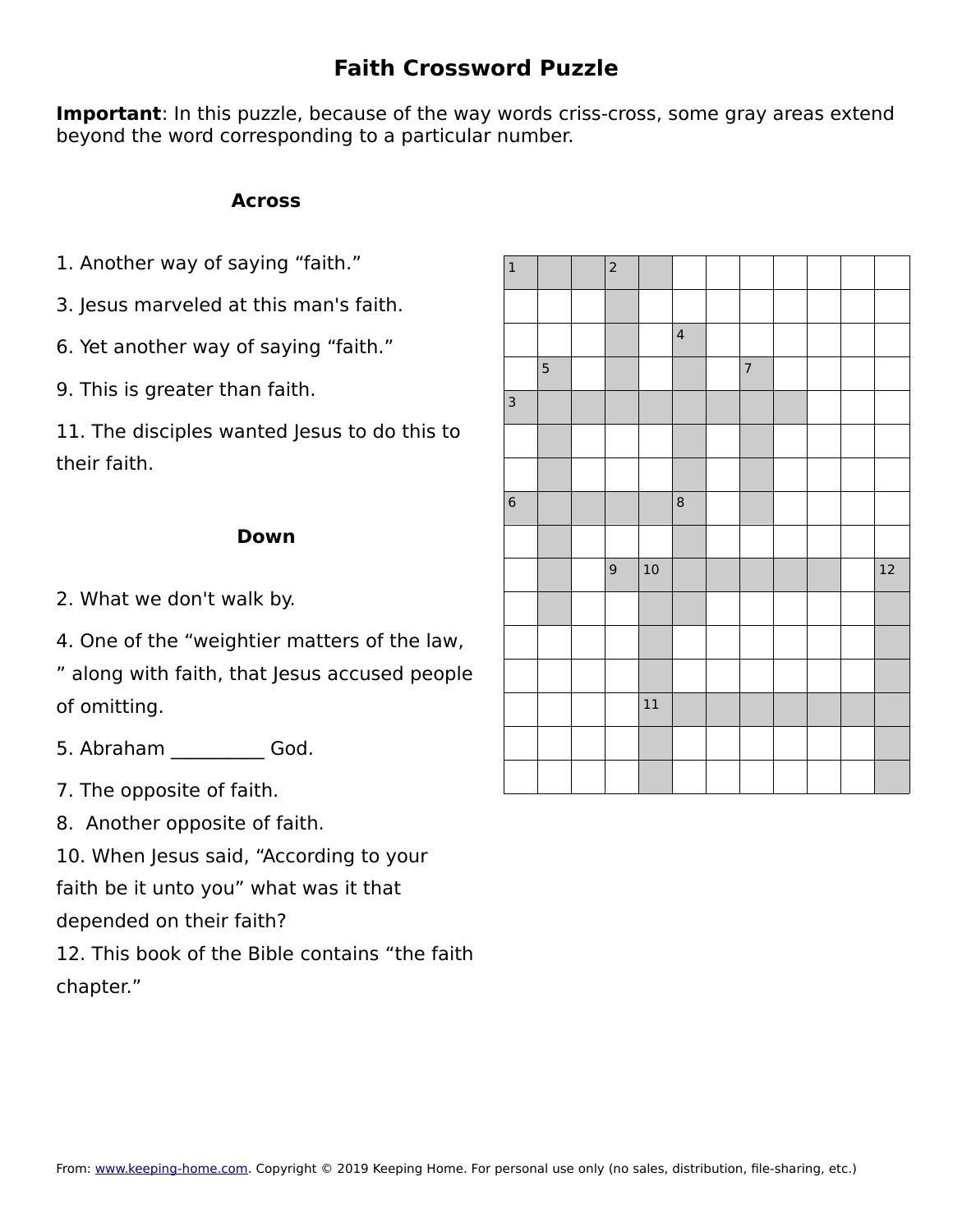# Faith Crossword Puzzle

**Important**: In this puzzle, because of the way words criss-cross, some gray areas extend beyond the word corresponding to a particular number.

### Across

1. Another way of saying "faith."

3. Jesus marveled at this man's faith.

6. Yet another way of saying "faith."

9. This is greater than faith.

11. The disciples wanted Jesus to do this to their faith.

### Down

2. What we don't walk by.

4. One of the "weightier matters of the law, " along with faith, that Jesus accused people of omitting.

5. Abraham __________ God.

7. The opposite of faith.

8. Another opposite of faith.

10. When Jesus said, "According to your faith be it unto you" what was it that depended on their faith?

12. This book of the Bible contains "the faith chapter."

From: www.keeping-home.com. Copyright © 2019 Keeping Home. For personal use only (no sales, distribution, file-sharing, etc.)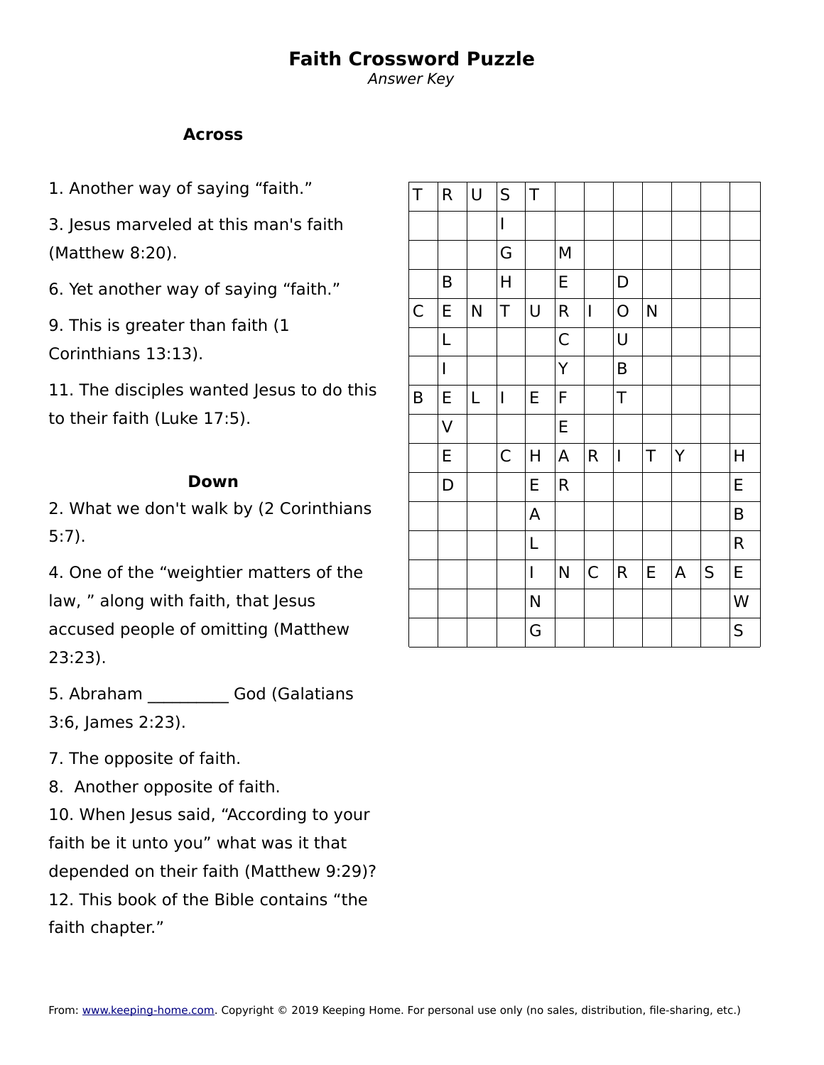# Faith Crossword Puzzle

*Answer Key*

### Across

1. Another way of saying "faith."

3. Jesus marveled at this man's faith (Matthew 8:20).

6. Yet another way of saying "faith."

9. This is greater than faith (1 Corinthians 13:13).

11. The disciples wanted Jesus to do this to their faith (Luke 17:5).

### Down

2. What we don't walk by (2 Corinthians 5:7).

4. One of the "weightier matters of the law, " along with faith, that Jesus accused people of omitting (Matthew 23:23).

5. Abraham __________ God (Galatians 3:6, James 2:23).

7. The opposite of faith.

8. Another opposite of faith.

10. When Jesus said, "According to your faith be it unto you" what was it that depended on their faith (Matthew 9:29)?

12. This book of the Bible contains "the faith chapter."

| | | | | | | | | | | | |
|---|---|---|---|---|---|---|---|---|---|---|---|
| T | R | U | S | T | | | | | | | |
| | | | I | | | | | | | | |
| | | | G | | M | | | | | | |
| | B | | H | | E | | D | | | | |
| C | E | N | T | U | R | I | O | N | | | |
| | L | | | | C | | U | | | | |
| | I | | | | Y | | B | | | | |
| B | E | L | I | E | F | | T | | | | |
| | V | | | | E | | | | | | |
| | E | | C | H | A | R | I | T | Y | | H |
| | D | | | E | R | | | | | | E |
| | | | | A | | | | | | | B |
| | | | | L | | | | | | | R |
| | | | | I | N | C | R | E | A | S | E |
| | | | | N | | | | | | | W |
| | | | | G | | | | | | | S |